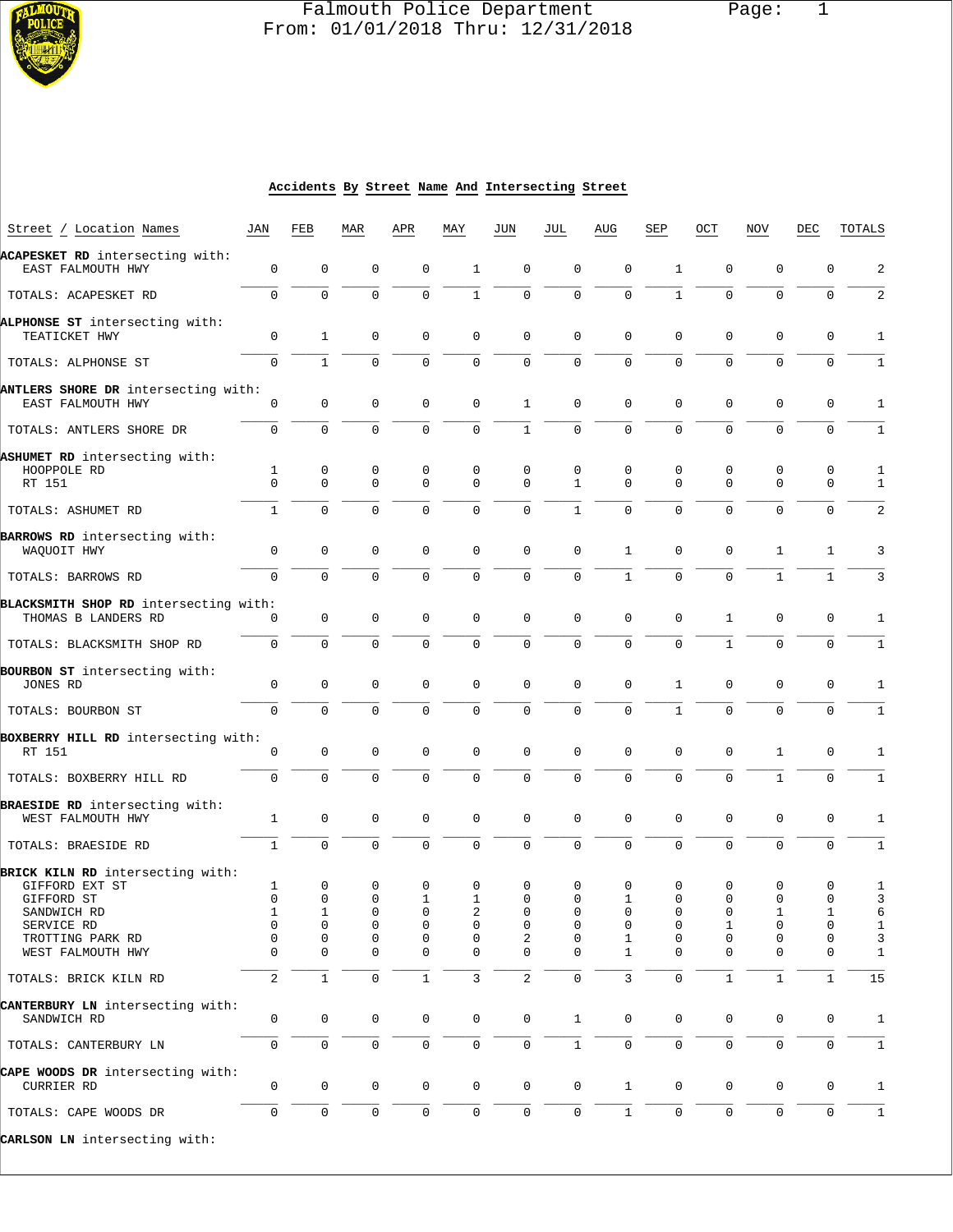# Falmouth Police Department

From: 01/01/2018 Thru: 12/31/2018

## Accidents By Street Name And Intersecting Street

| Street / Location Names | JAN | FEB | MAR | APR | MAY | JUN | JUL | AUG | SEP | OCT | NOV | DEC | TOTALS |
|---|---|---|---|---|---|---|---|---|---|---|---|---|---|
| **ACAPESKET RD** intersecting with: | | | | | | | | | | | | | |
| EAST FALMOUTH HWY | 0 | 0 | 0 | 0 | 1 | 0 | 0 | 0 | 1 | 0 | 0 | 0 | 2 |
| TOTALS: ACAPESKET RD | 0 | 0 | 0 | 0 | 1 | 0 | 0 | 0 | 1 | 0 | 0 | 0 | 2 |
| **ALPHONSE ST** intersecting with: | | | | | | | | | | | | | |
| TEATICKET HWY | 0 | 1 | 0 | 0 | 0 | 0 | 0 | 0 | 0 | 0 | 0 | 0 | 1 |
| TOTALS: ALPHONSE ST | 0 | 1 | 0 | 0 | 0 | 0 | 0 | 0 | 0 | 0 | 0 | 0 | 1 |
| **ANTLERS SHORE DR** intersecting with: | | | | | | | | | | | | | |
| EAST FALMOUTH HWY | 0 | 0 | 0 | 0 | 0 | 1 | 0 | 0 | 0 | 0 | 0 | 0 | 1 |
| TOTALS: ANTLERS SHORE DR | 0 | 0 | 0 | 0 | 0 | 1 | 0 | 0 | 0 | 0 | 0 | 0 | 1 |
| **ASHUMET RD** intersecting with: | | | | | | | | | | | | | |
| HOOPPOLE RD | 1 | 0 | 0 | 0 | 0 | 0 | 0 | 0 | 0 | 0 | 0 | 0 | 1 |
| RT 151 | 0 | 0 | 0 | 0 | 0 | 0 | 1 | 0 | 0 | 0 | 0 | 0 | 1 |
| TOTALS: ASHUMET RD | 1 | 0 | 0 | 0 | 0 | 0 | 1 | 0 | 0 | 0 | 0 | 0 | 2 |
| **BARROWS RD** intersecting with: | | | | | | | | | | | | | |
| WAQUOIT HWY | 0 | 0 | 0 | 0 | 0 | 0 | 0 | 1 | 0 | 0 | 1 | 1 | 3 |
| TOTALS: BARROWS RD | 0 | 0 | 0 | 0 | 0 | 0 | 0 | 1 | 0 | 0 | 1 | 1 | 3 |
| **BLACKSMITH SHOP RD** intersecting with: | | | | | | | | | | | | | |
| THOMAS B LANDERS RD | 0 | 0 | 0 | 0 | 0 | 0 | 0 | 0 | 0 | 1 | 0 | 0 | 1 |
| TOTALS: BLACKSMITH SHOP RD | 0 | 0 | 0 | 0 | 0 | 0 | 0 | 0 | 0 | 1 | 0 | 0 | 1 |
| **BOURBON ST** intersecting with: | | | | | | | | | | | | | |
| JONES RD | 0 | 0 | 0 | 0 | 0 | 0 | 0 | 0 | 1 | 0 | 0 | 0 | 1 |
| TOTALS: BOURBON ST | 0 | 0 | 0 | 0 | 0 | 0 | 0 | 0 | 1 | 0 | 0 | 0 | 1 |
| **BOXBERRY HILL RD** intersecting with: | | | | | | | | | | | | | |
| RT 151 | 0 | 0 | 0 | 0 | 0 | 0 | 0 | 0 | 0 | 0 | 1 | 0 | 1 |
| TOTALS: BOXBERRY HILL RD | 0 | 0 | 0 | 0 | 0 | 0 | 0 | 0 | 0 | 0 | 1 | 0 | 1 |
| **BRAESIDE RD** intersecting with: | | | | | | | | | | | | | |
| WEST FALMOUTH HWY | 1 | 0 | 0 | 0 | 0 | 0 | 0 | 0 | 0 | 0 | 0 | 0 | 1 |
| TOTALS: BRAESIDE RD | 1 | 0 | 0 | 0 | 0 | 0 | 0 | 0 | 0 | 0 | 0 | 0 | 1 |
| **BRICK KILN RD** intersecting with: | | | | | | | | | | | | | |
| GIFFORD EXT ST | 1 | 0 | 0 | 0 | 0 | 0 | 0 | 0 | 0 | 0 | 0 | 0 | 1 |
| GIFFORD ST | 0 | 0 | 0 | 1 | 1 | 0 | 0 | 1 | 0 | 0 | 0 | 0 | 3 |
| SANDWICH RD | 1 | 1 | 0 | 0 | 2 | 0 | 0 | 0 | 0 | 0 | 1 | 1 | 6 |
| SERVICE RD | 0 | 0 | 0 | 0 | 0 | 0 | 0 | 0 | 0 | 1 | 0 | 0 | 1 |
| TROTTING PARK RD | 0 | 0 | 0 | 0 | 0 | 2 | 0 | 1 | 0 | 0 | 0 | 0 | 3 |
| WEST FALMOUTH HWY | 0 | 0 | 0 | 0 | 0 | 0 | 0 | 1 | 0 | 0 | 0 | 0 | 1 |
| TOTALS: BRICK KILN RD | 2 | 1 | 0 | 1 | 3 | 2 | 0 | 3 | 0 | 1 | 1 | 1 | 15 |
| **CANTERBURY LN** intersecting with: | | | | | | | | | | | | | |
| SANDWICH RD | 0 | 0 | 0 | 0 | 0 | 0 | 1 | 0 | 0 | 0 | 0 | 0 | 1 |
| TOTALS: CANTERBURY LN | 0 | 0 | 0 | 0 | 0 | 0 | 1 | 0 | 0 | 0 | 0 | 0 | 1 |
| **CAPE WOODS DR** intersecting with: | | | | | | | | | | | | | |
| CURRIER RD | 0 | 0 | 0 | 0 | 0 | 0 | 0 | 1 | 0 | 0 | 0 | 0 | 1 |
| TOTALS: CAPE WOODS DR | 0 | 0 | 0 | 0 | 0 | 0 | 0 | 1 | 0 | 0 | 0 | 0 | 1 |
| **CARLSON LN** intersecting with: | | | | | | | | | | | | | |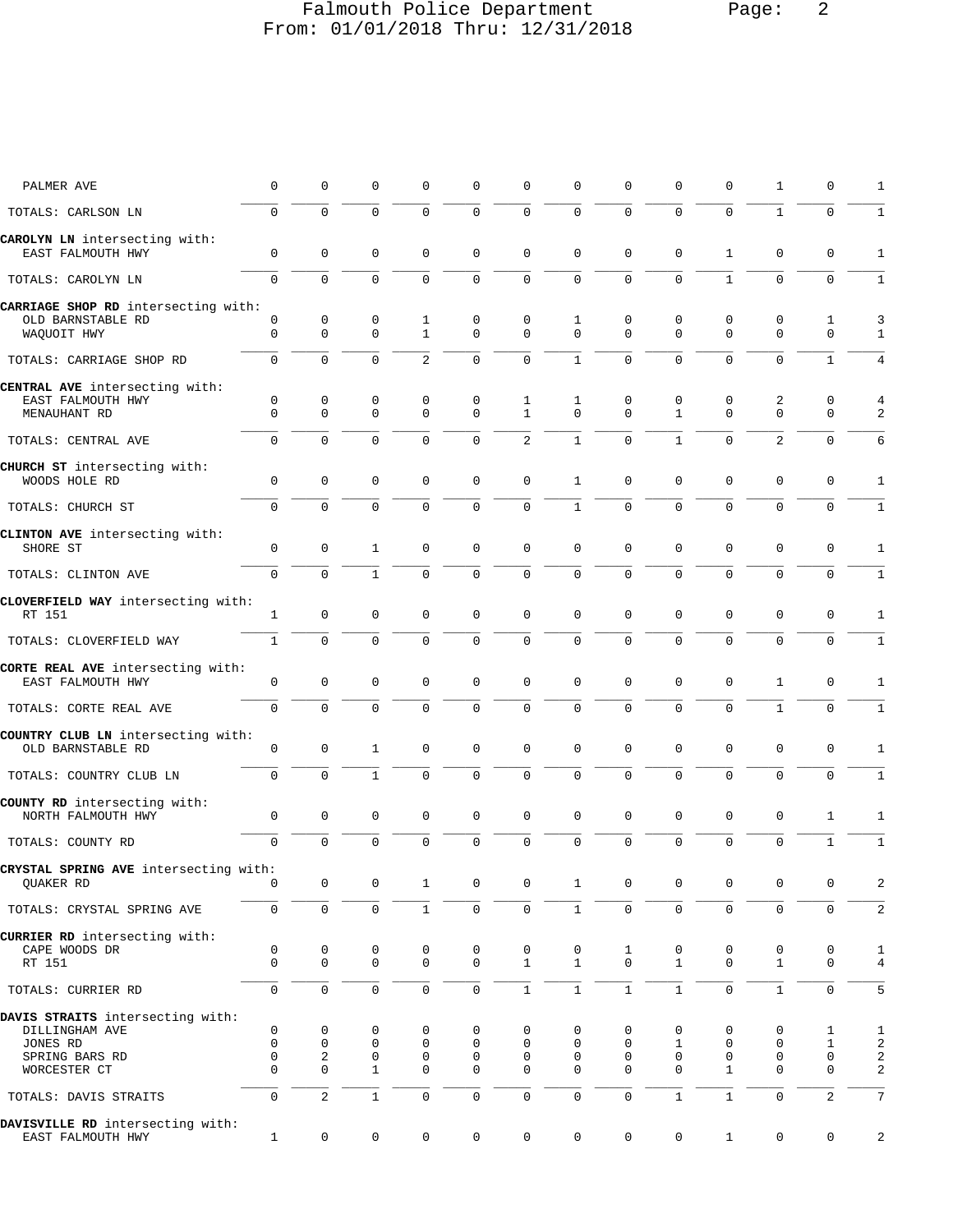| Street | | | | | | | | | | | | | Total |
|---|---|---|---|---|---|---|---|---|---|---|---|---|---|
| PALMER AVE | 0 | 0 | 0 | 0 | 0 | 0 | 0 | 0 | 0 | 0 | 1 | 0 | 1 |
| TOTALS: CARLSON LN | 0 | 0 | 0 | 0 | 0 | 0 | 0 | 0 | 0 | 0 | 1 | 0 | 1 |
| **CAROLYN LN** intersecting with: | | | | | | | | | | | | | |
| EAST FALMOUTH HWY | 0 | 0 | 0 | 0 | 0 | 0 | 0 | 0 | 0 | 1 | 0 | 0 | 1 |
| TOTALS: CAROLYN LN | 0 | 0 | 0 | 0 | 0 | 0 | 0 | 0 | 0 | 1 | 0 | 0 | 1 |
| **CARRIAGE SHOP RD** intersecting with: | | | | | | | | | | | | | |
| OLD BARNSTABLE RD | 0 | 0 | 0 | 1 | 0 | 0 | 1 | 0 | 0 | 0 | 0 | 1 | 3 |
| WAQUOIT HWY | 0 | 0 | 0 | 1 | 0 | 0 | 0 | 0 | 0 | 0 | 0 | 0 | 1 |
| TOTALS: CARRIAGE SHOP RD | 0 | 0 | 0 | 2 | 0 | 0 | 1 | 0 | 0 | 0 | 0 | 1 | 4 |
| **CENTRAL AVE** intersecting with: | | | | | | | | | | | | | |
| EAST FALMOUTH HWY | 0 | 0 | 0 | 0 | 0 | 1 | 1 | 0 | 0 | 0 | 2 | 0 | 4 |
| MENAUHANT RD | 0 | 0 | 0 | 0 | 0 | 1 | 0 | 0 | 1 | 0 | 0 | 0 | 2 |
| TOTALS: CENTRAL AVE | 0 | 0 | 0 | 0 | 0 | 2 | 1 | 0 | 1 | 0 | 2 | 0 | 6 |
| **CHURCH ST** intersecting with: | | | | | | | | | | | | | |
| WOODS HOLE RD | 0 | 0 | 0 | 0 | 0 | 0 | 1 | 0 | 0 | 0 | 0 | 0 | 1 |
| TOTALS: CHURCH ST | 0 | 0 | 0 | 0 | 0 | 0 | 1 | 0 | 0 | 0 | 0 | 0 | 1 |
| **CLINTON AVE** intersecting with: | | | | | | | | | | | | | |
| SHORE ST | 0 | 0 | 1 | 0 | 0 | 0 | 0 | 0 | 0 | 0 | 0 | 0 | 1 |
| TOTALS: CLINTON AVE | 0 | 0 | 1 | 0 | 0 | 0 | 0 | 0 | 0 | 0 | 0 | 0 | 1 |
| **CLOVERFIELD WAY** intersecting with: | | | | | | | | | | | | | |
| RT 151 | 1 | 0 | 0 | 0 | 0 | 0 | 0 | 0 | 0 | 0 | 0 | 0 | 1 |
| TOTALS: CLOVERFIELD WAY | 1 | 0 | 0 | 0 | 0 | 0 | 0 | 0 | 0 | 0 | 0 | 0 | 1 |
| **CORTE REAL AVE** intersecting with: | | | | | | | | | | | | | |
| EAST FALMOUTH HWY | 0 | 0 | 0 | 0 | 0 | 0 | 0 | 0 | 0 | 0 | 1 | 0 | 1 |
| TOTALS: CORTE REAL AVE | 0 | 0 | 0 | 0 | 0 | 0 | 0 | 0 | 0 | 0 | 1 | 0 | 1 |
| **COUNTRY CLUB LN** intersecting with: | | | | | | | | | | | | | |
| OLD BARNSTABLE RD | 0 | 0 | 1 | 0 | 0 | 0 | 0 | 0 | 0 | 0 | 0 | 0 | 1 |
| TOTALS: COUNTRY CLUB LN | 0 | 0 | 1 | 0 | 0 | 0 | 0 | 0 | 0 | 0 | 0 | 0 | 1 |
| **COUNTY RD** intersecting with: | | | | | | | | | | | | | |
| NORTH FALMOUTH HWY | 0 | 0 | 0 | 0 | 0 | 0 | 0 | 0 | 0 | 0 | 0 | 1 | 1 |
| TOTALS: COUNTY RD | 0 | 0 | 0 | 0 | 0 | 0 | 0 | 0 | 0 | 0 | 0 | 1 | 1 |
| **CRYSTAL SPRING AVE** intersecting with: | | | | | | | | | | | | | |
| QUAKER RD | 0 | 0 | 0 | 1 | 0 | 0 | 1 | 0 | 0 | 0 | 0 | 0 | 2 |
| TOTALS: CRYSTAL SPRING AVE | 0 | 0 | 0 | 1 | 0 | 0 | 1 | 0 | 0 | 0 | 0 | 0 | 2 |
| **CURRIER RD** intersecting with: | | | | | | | | | | | | | |
| CAPE WOODS DR | 0 | 0 | 0 | 0 | 0 | 0 | 0 | 1 | 0 | 0 | 0 | 0 | 1 |
| RT 151 | 0 | 0 | 0 | 0 | 0 | 1 | 1 | 0 | 1 | 0 | 1 | 0 | 4 |
| TOTALS: CURRIER RD | 0 | 0 | 0 | 0 | 0 | 1 | 1 | 1 | 1 | 0 | 1 | 0 | 5 |
| **DAVIS STRAITS** intersecting with: | | | | | | | | | | | | | |
| DILLINGHAM AVE | 0 | 0 | 0 | 0 | 0 | 0 | 0 | 0 | 0 | 0 | 0 | 1 | 1 |
| JONES RD | 0 | 0 | 0 | 0 | 0 | 0 | 0 | 0 | 1 | 0 | 0 | 1 | 2 |
| SPRING BARS RD | 0 | 2 | 0 | 0 | 0 | 0 | 0 | 0 | 0 | 0 | 0 | 0 | 2 |
| WORCESTER CT | 0 | 0 | 1 | 0 | 0 | 0 | 0 | 0 | 0 | 1 | 0 | 0 | 2 |
| TOTALS: DAVIS STRAITS | 0 | 2 | 1 | 0 | 0 | 0 | 0 | 0 | 1 | 1 | 0 | 2 | 7 |
| **DAVISVILLE RD** intersecting with: | | | | | | | | | | | | | |
| EAST FALMOUTH HWY | 1 | 0 | 0 | 0 | 0 | 0 | 0 | 0 | 0 | 1 | 0 | 0 | 2 |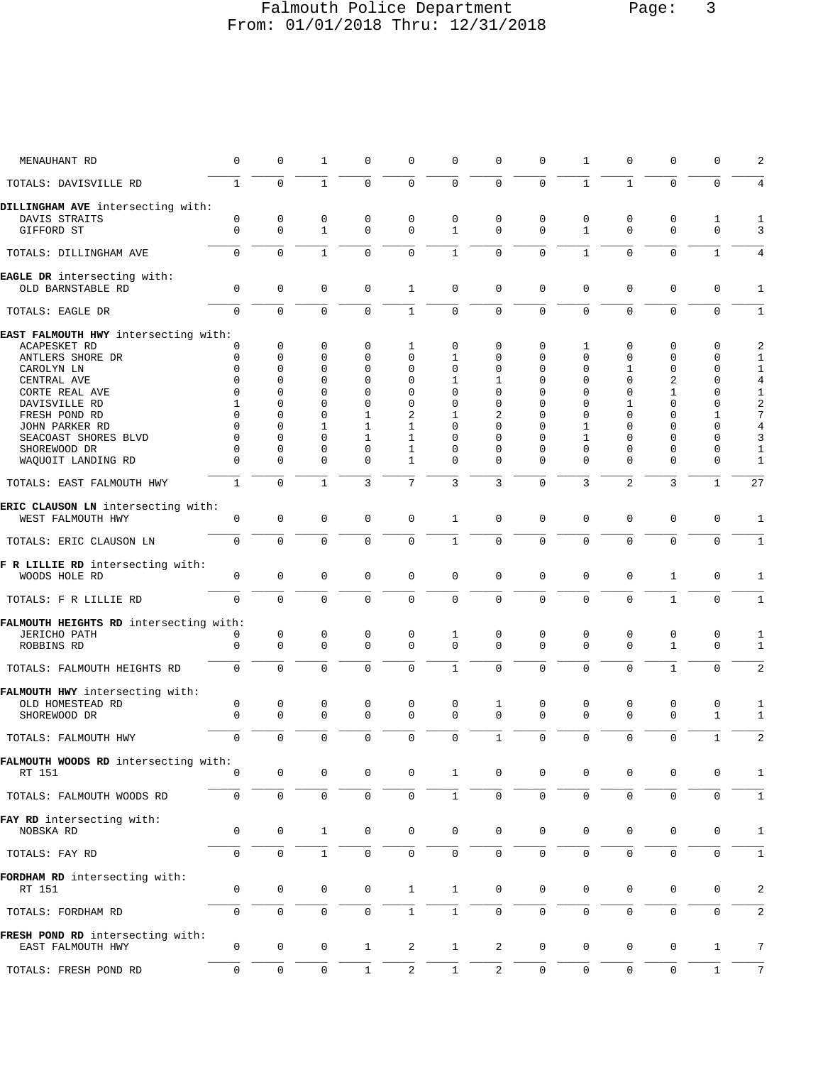# Falmouth Police Department

From: 01/01/2018 Thru: 12/31/2018

| | | | | | | | | | | | | | |
|---|---|---|---|---|---|---|---|---|---|---|---|---|---|
| MENAUHANT RD | 0 | 0 | 1 | 0 | 0 | 0 | 0 | 0 | 1 | 0 | 0 | 0 | 2 |
| TOTALS: DAVISVILLE RD | 1 | 0 | 1 | 0 | 0 | 0 | 0 | 0 | 1 | 1 | 0 | 0 | 4 |
| **DILLINGHAM AVE** intersecting with: | | | | | | | | | | | | | |
| DAVIS STRAITS | 0 | 0 | 0 | 0 | 0 | 0 | 0 | 0 | 0 | 0 | 0 | 1 | 1 |
| GIFFORD ST | 0 | 0 | 1 | 0 | 0 | 1 | 0 | 0 | 1 | 0 | 0 | 0 | 3 |
| TOTALS: DILLINGHAM AVE | 0 | 0 | 1 | 0 | 0 | 1 | 0 | 0 | 1 | 0 | 0 | 1 | 4 |
| **EAGLE DR** intersecting with: | | | | | | | | | | | | | |
| OLD BARNSTABLE RD | 0 | 0 | 0 | 0 | 1 | 0 | 0 | 0 | 0 | 0 | 0 | 0 | 1 |
| TOTALS: EAGLE DR | 0 | 0 | 0 | 0 | 1 | 0 | 0 | 0 | 0 | 0 | 0 | 0 | 1 |
| **EAST FALMOUTH HWY** intersecting with: | | | | | | | | | | | | | |
| ACAPESKET RD | 0 | 0 | 0 | 0 | 1 | 0 | 0 | 0 | 1 | 0 | 0 | 0 | 2 |
| ANTLERS SHORE DR | 0 | 0 | 0 | 0 | 0 | 1 | 0 | 0 | 0 | 0 | 0 | 0 | 1 |
| CAROLYN LN | 0 | 0 | 0 | 0 | 0 | 0 | 0 | 0 | 0 | 1 | 0 | 0 | 1 |
| CENTRAL AVE | 0 | 0 | 0 | 0 | 0 | 1 | 1 | 0 | 0 | 0 | 2 | 0 | 4 |
| CORTE REAL AVE | 0 | 0 | 0 | 0 | 0 | 0 | 0 | 0 | 0 | 0 | 1 | 0 | 1 |
| DAVISVILLE RD | 1 | 0 | 0 | 0 | 0 | 0 | 0 | 0 | 0 | 1 | 0 | 0 | 2 |
| FRESH POND RD | 0 | 0 | 0 | 1 | 2 | 1 | 2 | 0 | 0 | 0 | 0 | 1 | 7 |
| JOHN PARKER RD | 0 | 0 | 1 | 1 | 1 | 0 | 0 | 0 | 1 | 0 | 0 | 0 | 4 |
| SEACOAST SHORES BLVD | 0 | 0 | 0 | 1 | 1 | 0 | 0 | 0 | 1 | 0 | 0 | 0 | 3 |
| SHOREWOOD DR | 0 | 0 | 0 | 0 | 1 | 0 | 0 | 0 | 0 | 0 | 0 | 0 | 1 |
| WAQUOIT LANDING RD | 0 | 0 | 0 | 0 | 1 | 0 | 0 | 0 | 0 | 0 | 0 | 0 | 1 |
| TOTALS: EAST FALMOUTH HWY | 1 | 0 | 1 | 3 | 7 | 3 | 3 | 0 | 3 | 2 | 3 | 1 | 27 |
| **ERIC CLAUSON LN** intersecting with: | | | | | | | | | | | | | |
| WEST FALMOUTH HWY | 0 | 0 | 0 | 0 | 0 | 1 | 0 | 0 | 0 | 0 | 0 | 0 | 1 |
| TOTALS: ERIC CLAUSON LN | 0 | 0 | 0 | 0 | 0 | 1 | 0 | 0 | 0 | 0 | 0 | 0 | 1 |
| **F R LILLIE RD** intersecting with: | | | | | | | | | | | | | |
| WOODS HOLE RD | 0 | 0 | 0 | 0 | 0 | 0 | 0 | 0 | 0 | 0 | 1 | 0 | 1 |
| TOTALS: F R LILLIE RD | 0 | 0 | 0 | 0 | 0 | 0 | 0 | 0 | 0 | 0 | 1 | 0 | 1 |
| **FALMOUTH HEIGHTS RD** intersecting with: | | | | | | | | | | | | | |
| JERICHO PATH | 0 | 0 | 0 | 0 | 0 | 1 | 0 | 0 | 0 | 0 | 0 | 0 | 1 |
| ROBBINS RD | 0 | 0 | 0 | 0 | 0 | 0 | 0 | 0 | 0 | 0 | 1 | 0 | 1 |
| TOTALS: FALMOUTH HEIGHTS RD | 0 | 0 | 0 | 0 | 0 | 1 | 0 | 0 | 0 | 0 | 1 | 0 | 2 |
| **FALMOUTH HWY** intersecting with: | | | | | | | | | | | | | |
| OLD HOMESTEAD RD | 0 | 0 | 0 | 0 | 0 | 0 | 1 | 0 | 0 | 0 | 0 | 0 | 1 |
| SHOREWOOD DR | 0 | 0 | 0 | 0 | 0 | 0 | 0 | 0 | 0 | 0 | 0 | 1 | 1 |
| TOTALS: FALMOUTH HWY | 0 | 0 | 0 | 0 | 0 | 0 | 1 | 0 | 0 | 0 | 0 | 1 | 2 |
| **FALMOUTH WOODS RD** intersecting with: | | | | | | | | | | | | | |
| RT 151 | 0 | 0 | 0 | 0 | 0 | 1 | 0 | 0 | 0 | 0 | 0 | 0 | 1 |
| TOTALS: FALMOUTH WOODS RD | 0 | 0 | 0 | 0 | 0 | 1 | 0 | 0 | 0 | 0 | 0 | 0 | 1 |
| **FAY RD** intersecting with: | | | | | | | | | | | | | |
| NOBSKA RD | 0 | 0 | 1 | 0 | 0 | 0 | 0 | 0 | 0 | 0 | 0 | 0 | 1 |
| TOTALS: FAY RD | 0 | 0 | 1 | 0 | 0 | 0 | 0 | 0 | 0 | 0 | 0 | 0 | 1 |
| **FORDHAM RD** intersecting with: | | | | | | | | | | | | | |
| RT 151 | 0 | 0 | 0 | 0 | 1 | 1 | 0 | 0 | 0 | 0 | 0 | 0 | 2 |
| TOTALS: FORDHAM RD | 0 | 0 | 0 | 0 | 1 | 1 | 0 | 0 | 0 | 0 | 0 | 0 | 2 |
| **FRESH POND RD** intersecting with: | | | | | | | | | | | | | |
| EAST FALMOUTH HWY | 0 | 0 | 0 | 1 | 2 | 1 | 2 | 0 | 0 | 0 | 0 | 1 | 7 |
| TOTALS: FRESH POND RD | 0 | 0 | 0 | 1 | 2 | 1 | 2 | 0 | 0 | 0 | 0 | 1 | 7 |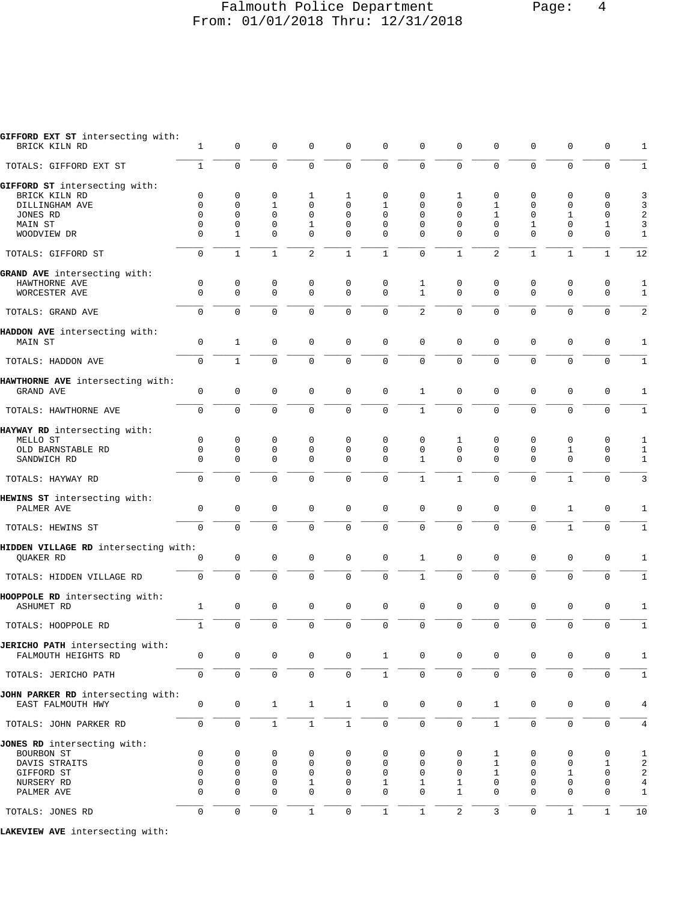**GIFFORD EXT ST** intersecting with:

| Intersection | | | | | | | | | | | | | Total |
|---|---|---|---|---|---|---|---|---|---|---|---|---|---|
| BRICK KILN RD | 1 | 0 | 0 | 0 | 0 | 0 | 0 | 0 | 0 | 0 | 0 | 0 | 1 |
| TOTALS: GIFFORD EXT ST | 1 | 0 | 0 | 0 | 0 | 0 | 0 | 0 | 0 | 0 | 0 | 0 | 1 |

**GIFFORD ST** intersecting with:

| Intersection | | | | | | | | | | | | | Total |
|---|---|---|---|---|---|---|---|---|---|---|---|---|---|
| BRICK KILN RD | 0 | 0 | 0 | 1 | 1 | 0 | 0 | 1 | 0 | 0 | 0 | 0 | 3 |
| DILLINGHAM AVE | 0 | 0 | 1 | 0 | 0 | 1 | 0 | 0 | 1 | 0 | 0 | 0 | 3 |
| JONES RD | 0 | 0 | 0 | 0 | 0 | 0 | 0 | 0 | 1 | 0 | 1 | 0 | 2 |
| MAIN ST | 0 | 0 | 0 | 1 | 0 | 0 | 0 | 0 | 0 | 1 | 0 | 1 | 3 |
| WOODVIEW DR | 0 | 1 | 0 | 0 | 0 | 0 | 0 | 0 | 0 | 0 | 0 | 0 | 1 |
| TOTALS: GIFFORD ST | 0 | 1 | 1 | 2 | 1 | 1 | 0 | 1 | 2 | 1 | 1 | 1 | 12 |

**GRAND AVE** intersecting with:

| Intersection | | | | | | | | | | | | | Total |
|---|---|---|---|---|---|---|---|---|---|---|---|---|---|
| HAWTHORNE AVE | 0 | 0 | 0 | 0 | 0 | 0 | 1 | 0 | 0 | 0 | 0 | 0 | 1 |
| WORCESTER AVE | 0 | 0 | 0 | 0 | 0 | 0 | 1 | 0 | 0 | 0 | 0 | 0 | 1 |
| TOTALS: GRAND AVE | 0 | 0 | 0 | 0 | 0 | 0 | 2 | 0 | 0 | 0 | 0 | 0 | 2 |

**HADDON AVE** intersecting with:

| Intersection | | | | | | | | | | | | | Total |
|---|---|---|---|---|---|---|---|---|---|---|---|---|---|
| MAIN ST | 0 | 1 | 0 | 0 | 0 | 0 | 0 | 0 | 0 | 0 | 0 | 0 | 1 |
| TOTALS: HADDON AVE | 0 | 1 | 0 | 0 | 0 | 0 | 0 | 0 | 0 | 0 | 0 | 0 | 1 |

**HAWTHORNE AVE** intersecting with:

| Intersection | | | | | | | | | | | | | Total |
|---|---|---|---|---|---|---|---|---|---|---|---|---|---|
| GRAND AVE | 0 | 0 | 0 | 0 | 0 | 0 | 1 | 0 | 0 | 0 | 0 | 0 | 1 |
| TOTALS: HAWTHORNE AVE | 0 | 0 | 0 | 0 | 0 | 0 | 1 | 0 | 0 | 0 | 0 | 0 | 1 |

**HAYWAY RD** intersecting with:

| Intersection | | | | | | | | | | | | | Total |
|---|---|---|---|---|---|---|---|---|---|---|---|---|---|
| MELLO ST | 0 | 0 | 0 | 0 | 0 | 0 | 0 | 1 | 0 | 0 | 0 | 0 | 1 |
| OLD BARNSTABLE RD | 0 | 0 | 0 | 0 | 0 | 0 | 0 | 0 | 0 | 0 | 1 | 0 | 1 |
| SANDWICH RD | 0 | 0 | 0 | 0 | 0 | 0 | 1 | 0 | 0 | 0 | 0 | 0 | 1 |
| TOTALS: HAYWAY RD | 0 | 0 | 0 | 0 | 0 | 0 | 1 | 1 | 0 | 0 | 1 | 0 | 3 |

**HEWINS ST** intersecting with:

| Intersection | | | | | | | | | | | | | Total |
|---|---|---|---|---|---|---|---|---|---|---|---|---|---|
| PALMER AVE | 0 | 0 | 0 | 0 | 0 | 0 | 0 | 0 | 0 | 0 | 1 | 0 | 1 |
| TOTALS: HEWINS ST | 0 | 0 | 0 | 0 | 0 | 0 | 0 | 0 | 0 | 0 | 1 | 0 | 1 |

**HIDDEN VILLAGE RD** intersecting with:

| Intersection | | | | | | | | | | | | | Total |
|---|---|---|---|---|---|---|---|---|---|---|---|---|---|
| QUAKER RD | 0 | 0 | 0 | 0 | 0 | 0 | 1 | 0 | 0 | 0 | 0 | 0 | 1 |
| TOTALS: HIDDEN VILLAGE RD | 0 | 0 | 0 | 0 | 0 | 0 | 1 | 0 | 0 | 0 | 0 | 0 | 1 |

**HOOPPOLE RD** intersecting with:

| Intersection | | | | | | | | | | | | | Total |
|---|---|---|---|---|---|---|---|---|---|---|---|---|---|
| ASHUMET RD | 1 | 0 | 0 | 0 | 0 | 0 | 0 | 0 | 0 | 0 | 0 | 0 | 1 |
| TOTALS: HOOPPOLE RD | 1 | 0 | 0 | 0 | 0 | 0 | 0 | 0 | 0 | 0 | 0 | 0 | 1 |

**JERICHO PATH** intersecting with:

| Intersection | | | | | | | | | | | | | Total |
|---|---|---|---|---|---|---|---|---|---|---|---|---|---|
| FALMOUTH HEIGHTS RD | 0 | 0 | 0 | 0 | 0 | 1 | 0 | 0 | 0 | 0 | 0 | 0 | 1 |
| TOTALS: JERICHO PATH | 0 | 0 | 0 | 0 | 0 | 1 | 0 | 0 | 0 | 0 | 0 | 0 | 1 |

**JOHN PARKER RD** intersecting with:

| Intersection | | | | | | | | | | | | | Total |
|---|---|---|---|---|---|---|---|---|---|---|---|---|---|
| EAST FALMOUTH HWY | 0 | 0 | 1 | 1 | 1 | 0 | 0 | 0 | 1 | 0 | 0 | 0 | 4 |
| TOTALS: JOHN PARKER RD | 0 | 0 | 1 | 1 | 1 | 0 | 0 | 0 | 1 | 0 | 0 | 0 | 4 |

**JONES RD** intersecting with:

| Intersection | | | | | | | | | | | | | Total |
|---|---|---|---|---|---|---|---|---|---|---|---|---|---|
| BOURBON ST | 0 | 0 | 0 | 0 | 0 | 0 | 0 | 0 | 1 | 0 | 0 | 0 | 1 |
| DAVIS STRAITS | 0 | 0 | 0 | 0 | 0 | 0 | 0 | 0 | 1 | 0 | 0 | 1 | 2 |
| GIFFORD ST | 0 | 0 | 0 | 0 | 0 | 0 | 0 | 0 | 1 | 0 | 1 | 0 | 2 |
| NURSERY RD | 0 | 0 | 0 | 1 | 0 | 1 | 1 | 1 | 0 | 0 | 0 | 0 | 4 |
| PALMER AVE | 0 | 0 | 0 | 0 | 0 | 0 | 0 | 1 | 0 | 0 | 0 | 0 | 1 |
| TOTALS: JONES RD | 0 | 0 | 0 | 1 | 0 | 1 | 1 | 2 | 3 | 0 | 1 | 1 | 10 |

**LAKEVIEW AVE** intersecting with: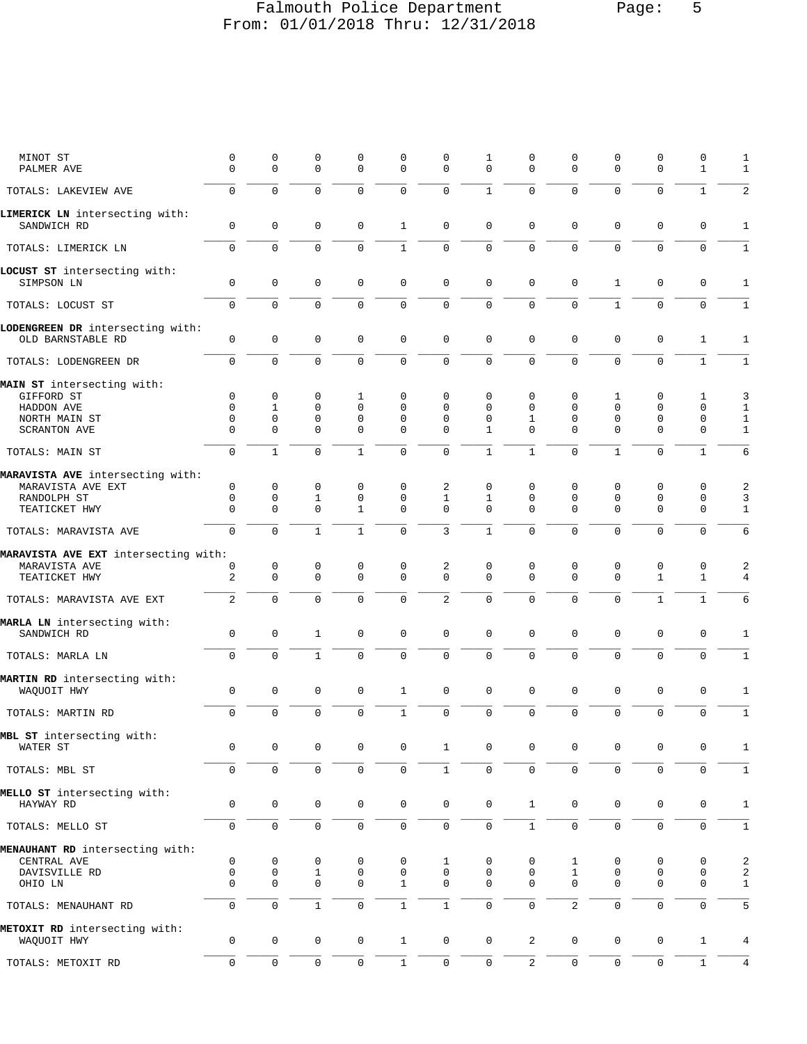Falmouth Police Department
From: 01/01/2018 Thru: 12/31/2018

| | | | | | | | | | | | | | |
|---|---|---|---|---|---|---|---|---|---|---|---|---|---|
| MINOT ST | 0 | 0 | 0 | 0 | 0 | 0 | 1 | 0 | 0 | 0 | 0 | 0 | 1 |
| PALMER AVE | 0 | 0 | 0 | 0 | 0 | 0 | 0 | 0 | 0 | 0 | 0 | 1 | 1 |
| TOTALS: LAKEVIEW AVE | 0 | 0 | 0 | 0 | 0 | 0 | 1 | 0 | 0 | 0 | 0 | 1 | 2 |
| **LIMERICK LN** intersecting with: | | | | | | | | | | | | | |
| SANDWICH RD | 0 | 0 | 0 | 0 | 1 | 0 | 0 | 0 | 0 | 0 | 0 | 0 | 1 |
| TOTALS: LIMERICK LN | 0 | 0 | 0 | 0 | 1 | 0 | 0 | 0 | 0 | 0 | 0 | 0 | 1 |
| **LOCUST ST** intersecting with: | | | | | | | | | | | | | |
| SIMPSON LN | 0 | 0 | 0 | 0 | 0 | 0 | 0 | 0 | 0 | 1 | 0 | 0 | 1 |
| TOTALS: LOCUST ST | 0 | 0 | 0 | 0 | 0 | 0 | 0 | 0 | 0 | 1 | 0 | 0 | 1 |
| **LODENGREEN DR** intersecting with: | | | | | | | | | | | | | |
| OLD BARNSTABLE RD | 0 | 0 | 0 | 0 | 0 | 0 | 0 | 0 | 0 | 0 | 0 | 1 | 1 |
| TOTALS: LODENGREEN DR | 0 | 0 | 0 | 0 | 0 | 0 | 0 | 0 | 0 | 0 | 0 | 1 | 1 |
| **MAIN ST** intersecting with: | | | | | | | | | | | | | |
| GIFFORD ST | 0 | 0 | 0 | 1 | 0 | 0 | 0 | 0 | 0 | 1 | 0 | 1 | 3 |
| HADDON AVE | 0 | 1 | 0 | 0 | 0 | 0 | 0 | 0 | 0 | 0 | 0 | 0 | 1 |
| NORTH MAIN ST | 0 | 0 | 0 | 0 | 0 | 0 | 0 | 1 | 0 | 0 | 0 | 0 | 1 |
| SCRANTON AVE | 0 | 0 | 0 | 0 | 0 | 0 | 1 | 0 | 0 | 0 | 0 | 0 | 1 |
| TOTALS: MAIN ST | 0 | 1 | 0 | 1 | 0 | 0 | 1 | 1 | 0 | 1 | 0 | 1 | 6 |
| **MARAVISTA AVE** intersecting with: | | | | | | | | | | | | | |
| MARAVISTA AVE EXT | 0 | 0 | 0 | 0 | 0 | 2 | 0 | 0 | 0 | 0 | 0 | 0 | 2 |
| RANDOLPH ST | 0 | 0 | 1 | 0 | 0 | 1 | 1 | 0 | 0 | 0 | 0 | 0 | 3 |
| TEATICKET HWY | 0 | 0 | 0 | 1 | 0 | 0 | 0 | 0 | 0 | 0 | 0 | 0 | 1 |
| TOTALS: MARAVISTA AVE | 0 | 0 | 1 | 1 | 0 | 3 | 1 | 0 | 0 | 0 | 0 | 0 | 6 |
| **MARAVISTA AVE EXT** intersecting with: | | | | | | | | | | | | | |
| MARAVISTA AVE | 0 | 0 | 0 | 0 | 0 | 2 | 0 | 0 | 0 | 0 | 0 | 0 | 2 |
| TEATICKET HWY | 2 | 0 | 0 | 0 | 0 | 0 | 0 | 0 | 0 | 0 | 1 | 1 | 4 |
| TOTALS: MARAVISTA AVE EXT | 2 | 0 | 0 | 0 | 0 | 2 | 0 | 0 | 0 | 0 | 1 | 1 | 6 |
| **MARLA LN** intersecting with: | | | | | | | | | | | | | |
| SANDWICH RD | 0 | 0 | 1 | 0 | 0 | 0 | 0 | 0 | 0 | 0 | 0 | 0 | 1 |
| TOTALS: MARLA LN | 0 | 0 | 1 | 0 | 0 | 0 | 0 | 0 | 0 | 0 | 0 | 0 | 1 |
| **MARTIN RD** intersecting with: | | | | | | | | | | | | | |
| WAQUOIT HWY | 0 | 0 | 0 | 0 | 1 | 0 | 0 | 0 | 0 | 0 | 0 | 0 | 1 |
| TOTALS: MARTIN RD | 0 | 0 | 0 | 0 | 1 | 0 | 0 | 0 | 0 | 0 | 0 | 0 | 1 |
| **MBL ST** intersecting with: | | | | | | | | | | | | | |
| WATER ST | 0 | 0 | 0 | 0 | 0 | 1 | 0 | 0 | 0 | 0 | 0 | 0 | 1 |
| TOTALS: MBL ST | 0 | 0 | 0 | 0 | 0 | 1 | 0 | 0 | 0 | 0 | 0 | 0 | 1 |
| **MELLO ST** intersecting with: | | | | | | | | | | | | | |
| HAYWAY RD | 0 | 0 | 0 | 0 | 0 | 0 | 0 | 1 | 0 | 0 | 0 | 0 | 1 |
| TOTALS: MELLO ST | 0 | 0 | 0 | 0 | 0 | 0 | 0 | 1 | 0 | 0 | 0 | 0 | 1 |
| **MENAUHANT RD** intersecting with: | | | | | | | | | | | | | |
| CENTRAL AVE | 0 | 0 | 0 | 0 | 0 | 1 | 0 | 0 | 1 | 0 | 0 | 0 | 2 |
| DAVISVILLE RD | 0 | 0 | 1 | 0 | 0 | 0 | 0 | 0 | 1 | 0 | 0 | 0 | 2 |
| OHIO LN | 0 | 0 | 0 | 0 | 1 | 0 | 0 | 0 | 0 | 0 | 0 | 0 | 1 |
| TOTALS: MENAUHANT RD | 0 | 0 | 1 | 0 | 1 | 1 | 0 | 0 | 2 | 0 | 0 | 0 | 5 |
| **METOXIT RD** intersecting with: | | | | | | | | | | | | | |
| WAQUOIT HWY | 0 | 0 | 0 | 0 | 1 | 0 | 0 | 2 | 0 | 0 | 0 | 1 | 4 |
| TOTALS: METOXIT RD | 0 | 0 | 0 | 0 | 1 | 0 | 0 | 2 | 0 | 0 | 0 | 1 | 4 |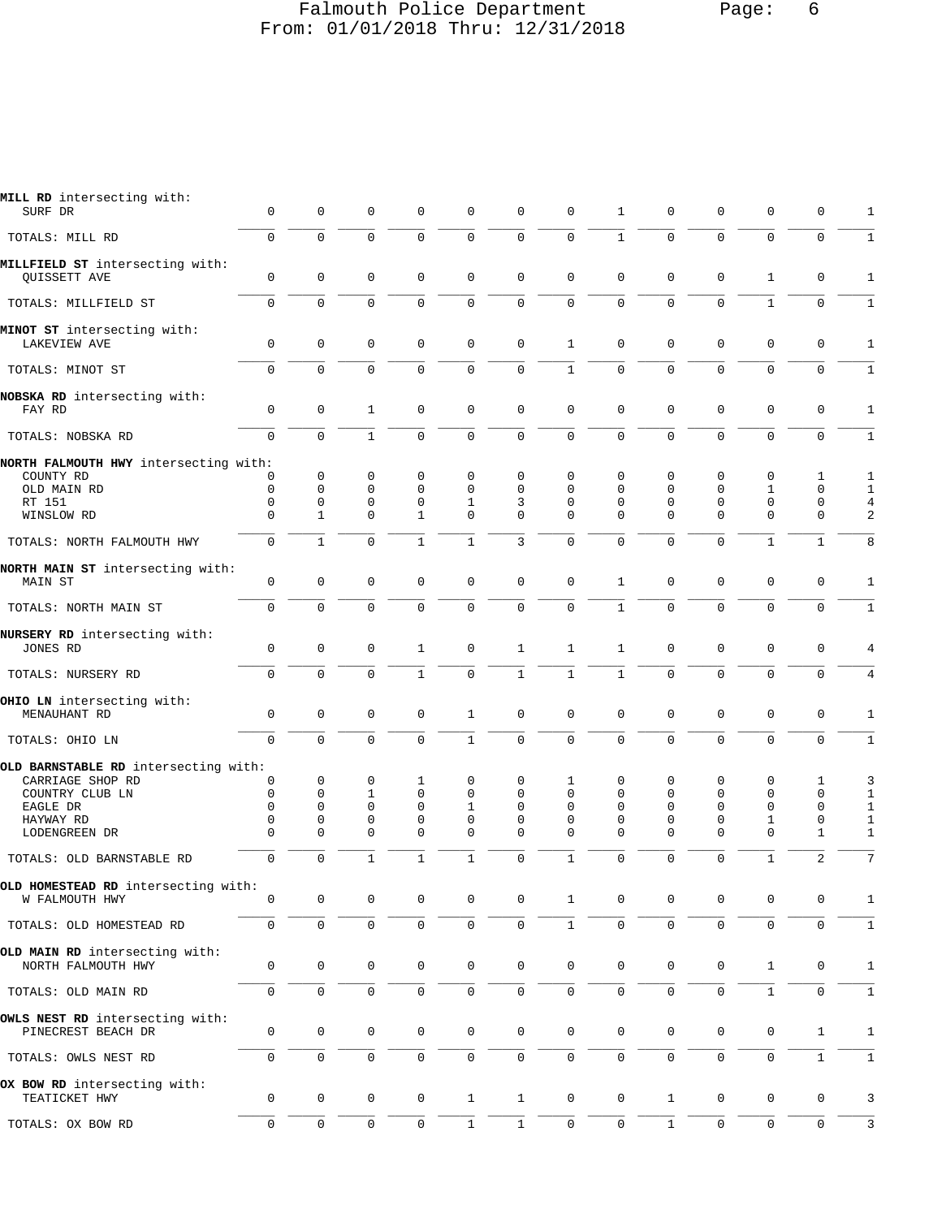**MILL RD** intersecting with:

| | | | | | | | | | | | | | |
|---|---|---|---|---|---|---|---|---|---|---|---|---|---|
| SURF DR | 0 | 0 | 0 | 0 | 0 | 0 | 0 | 1 | 0 | 0 | 0 | 0 | 1 |
| TOTALS: MILL RD | 0 | 0 | 0 | 0 | 0 | 0 | 0 | 1 | 0 | 0 | 0 | 0 | 1 |

**MILLFIELD ST** intersecting with:

| | | | | | | | | | | | | | |
|---|---|---|---|---|---|---|---|---|---|---|---|---|---|
| QUISSETT AVE | 0 | 0 | 0 | 0 | 0 | 0 | 0 | 0 | 0 | 0 | 1 | 0 | 1 |
| TOTALS: MILLFIELD ST | 0 | 0 | 0 | 0 | 0 | 0 | 0 | 0 | 0 | 0 | 1 | 0 | 1 |

**MINOT ST** intersecting with:

| | | | | | | | | | | | | | |
|---|---|---|---|---|---|---|---|---|---|---|---|---|---|
| LAKEVIEW AVE | 0 | 0 | 0 | 0 | 0 | 0 | 1 | 0 | 0 | 0 | 0 | 0 | 1 |
| TOTALS: MINOT ST | 0 | 0 | 0 | 0 | 0 | 0 | 1 | 0 | 0 | 0 | 0 | 0 | 1 |

**NOBSKA RD** intersecting with:

| | | | | | | | | | | | | | |
|---|---|---|---|---|---|---|---|---|---|---|---|---|---|
| FAY RD | 0 | 0 | 1 | 0 | 0 | 0 | 0 | 0 | 0 | 0 | 0 | 0 | 1 |
| TOTALS: NOBSKA RD | 0 | 0 | 1 | 0 | 0 | 0 | 0 | 0 | 0 | 0 | 0 | 0 | 1 |

**NORTH FALMOUTH HWY** intersecting with:

| | | | | | | | | | | | | | |
|---|---|---|---|---|---|---|---|---|---|---|---|---|---|
| COUNTY RD | 0 | 0 | 0 | 0 | 0 | 0 | 0 | 0 | 0 | 0 | 0 | 1 | 1 |
| OLD MAIN RD | 0 | 0 | 0 | 0 | 0 | 0 | 0 | 0 | 0 | 0 | 1 | 0 | 1 |
| RT 151 | 0 | 0 | 0 | 0 | 1 | 3 | 0 | 0 | 0 | 0 | 0 | 0 | 4 |
| WINSLOW RD | 0 | 1 | 0 | 1 | 0 | 0 | 0 | 0 | 0 | 0 | 0 | 0 | 2 |
| TOTALS: NORTH FALMOUTH HWY | 0 | 1 | 0 | 1 | 1 | 3 | 0 | 0 | 0 | 0 | 1 | 1 | 8 |

**NORTH MAIN ST** intersecting with:

| | | | | | | | | | | | | | |
|---|---|---|---|---|---|---|---|---|---|---|---|---|---|
| MAIN ST | 0 | 0 | 0 | 0 | 0 | 0 | 0 | 1 | 0 | 0 | 0 | 0 | 1 |
| TOTALS: NORTH MAIN ST | 0 | 0 | 0 | 0 | 0 | 0 | 0 | 1 | 0 | 0 | 0 | 0 | 1 |

**NURSERY RD** intersecting with:

| | | | | | | | | | | | | | |
|---|---|---|---|---|---|---|---|---|---|---|---|---|---|
| JONES RD | 0 | 0 | 0 | 1 | 0 | 1 | 1 | 1 | 0 | 0 | 0 | 0 | 4 |
| TOTALS: NURSERY RD | 0 | 0 | 0 | 1 | 0 | 1 | 1 | 1 | 0 | 0 | 0 | 0 | 4 |

**OHIO LN** intersecting with:

| | | | | | | | | | | | | | |
|---|---|---|---|---|---|---|---|---|---|---|---|---|---|
| MENAUHANT RD | 0 | 0 | 0 | 0 | 1 | 0 | 0 | 0 | 0 | 0 | 0 | 0 | 1 |
| TOTALS: OHIO LN | 0 | 0 | 0 | 0 | 1 | 0 | 0 | 0 | 0 | 0 | 0 | 0 | 1 |

**OLD BARNSTABLE RD** intersecting with:

| | | | | | | | | | | | | | |
|---|---|---|---|---|---|---|---|---|---|---|---|---|---|
| CARRIAGE SHOP RD | 0 | 0 | 0 | 1 | 0 | 0 | 1 | 0 | 0 | 0 | 0 | 1 | 3 |
| COUNTRY CLUB LN | 0 | 0 | 1 | 0 | 0 | 0 | 0 | 0 | 0 | 0 | 0 | 0 | 1 |
| EAGLE DR | 0 | 0 | 0 | 0 | 1 | 0 | 0 | 0 | 0 | 0 | 0 | 0 | 1 |
| HAYWAY RD | 0 | 0 | 0 | 0 | 0 | 0 | 0 | 0 | 0 | 0 | 1 | 0 | 1 |
| LODENGREEN DR | 0 | 0 | 0 | 0 | 0 | 0 | 0 | 0 | 0 | 0 | 0 | 1 | 1 |
| TOTALS: OLD BARNSTABLE RD | 0 | 0 | 1 | 1 | 1 | 0 | 1 | 0 | 0 | 0 | 1 | 2 | 7 |

**OLD HOMESTEAD RD** intersecting with:

| | | | | | | | | | | | | | |
|---|---|---|---|---|---|---|---|---|---|---|---|---|---|
| W FALMOUTH HWY | 0 | 0 | 0 | 0 | 0 | 0 | 1 | 0 | 0 | 0 | 0 | 0 | 1 |
| TOTALS: OLD HOMESTEAD RD | 0 | 0 | 0 | 0 | 0 | 0 | 1 | 0 | 0 | 0 | 0 | 0 | 1 |

**OLD MAIN RD** intersecting with:

| | | | | | | | | | | | | | |
|---|---|---|---|---|---|---|---|---|---|---|---|---|---|
| NORTH FALMOUTH HWY | 0 | 0 | 0 | 0 | 0 | 0 | 0 | 0 | 0 | 0 | 1 | 0 | 1 |
| TOTALS: OLD MAIN RD | 0 | 0 | 0 | 0 | 0 | 0 | 0 | 0 | 0 | 0 | 1 | 0 | 1 |

**OWLS NEST RD** intersecting with:

| | | | | | | | | | | | | | |
|---|---|---|---|---|---|---|---|---|---|---|---|---|---|
| PINECREST BEACH DR | 0 | 0 | 0 | 0 | 0 | 0 | 0 | 0 | 0 | 0 | 0 | 1 | 1 |
| TOTALS: OWLS NEST RD | 0 | 0 | 0 | 0 | 0 | 0 | 0 | 0 | 0 | 0 | 0 | 1 | 1 |

**OX BOW RD** intersecting with:

| | | | | | | | | | | | | | |
|---|---|---|---|---|---|---|---|---|---|---|---|---|---|
| TEATICKET HWY | 0 | 0 | 0 | 0 | 1 | 1 | 0 | 0 | 1 | 0 | 0 | 0 | 3 |
| TOTALS: OX BOW RD | 0 | 0 | 0 | 0 | 1 | 1 | 0 | 0 | 1 | 0 | 0 | 0 | 3 |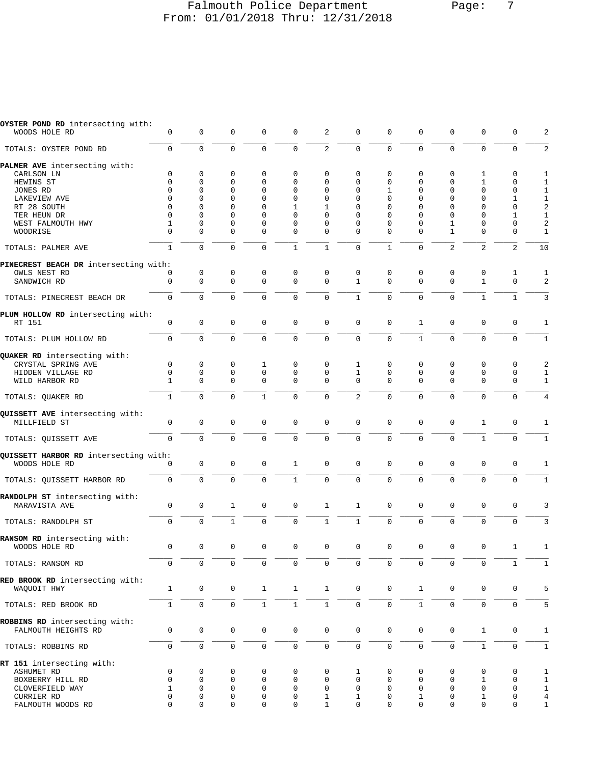| | | | | | | | | | | | | | |
|---|---|---|---|---|---|---|---|---|---|---|---|---|---|
| **OYSTER POND RD** intersecting with: | | | | | | | | | | | | | |
| WOODS HOLE RD | 0 | 0 | 0 | 0 | 0 | 2 | 0 | 0 | 0 | 0 | 0 | 0 | 2 |
| TOTALS: OYSTER POND RD | 0 | 0 | 0 | 0 | 0 | 2 | 0 | 0 | 0 | 0 | 0 | 0 | 2 |
| **PALMER AVE** intersecting with: | | | | | | | | | | | | | |
| CARLSON LN | 0 | 0 | 0 | 0 | 0 | 0 | 0 | 0 | 0 | 0 | 1 | 0 | 1 |
| HEWINS ST | 0 | 0 | 0 | 0 | 0 | 0 | 0 | 0 | 0 | 0 | 1 | 0 | 1 |
| JONES RD | 0 | 0 | 0 | 0 | 0 | 0 | 0 | 1 | 0 | 0 | 0 | 0 | 1 |
| LAKEVIEW AVE | 0 | 0 | 0 | 0 | 0 | 0 | 0 | 0 | 0 | 0 | 0 | 1 | 1 |
| RT 28 SOUTH | 0 | 0 | 0 | 0 | 1 | 1 | 0 | 0 | 0 | 0 | 0 | 0 | 2 |
| TER HEUN DR | 0 | 0 | 0 | 0 | 0 | 0 | 0 | 0 | 0 | 0 | 0 | 1 | 1 |
| WEST FALMOUTH HWY | 1 | 0 | 0 | 0 | 0 | 0 | 0 | 0 | 0 | 1 | 0 | 0 | 2 |
| WOODRISE | 0 | 0 | 0 | 0 | 0 | 0 | 0 | 0 | 0 | 1 | 0 | 0 | 1 |
| TOTALS: PALMER AVE | 1 | 0 | 0 | 0 | 1 | 1 | 0 | 1 | 0 | 2 | 2 | 2 | 10 |
| **PINECREST BEACH DR** intersecting with: | | | | | | | | | | | | | |
| OWLS NEST RD | 0 | 0 | 0 | 0 | 0 | 0 | 0 | 0 | 0 | 0 | 0 | 1 | 1 |
| SANDWICH RD | 0 | 0 | 0 | 0 | 0 | 0 | 1 | 0 | 0 | 0 | 1 | 0 | 2 |
| TOTALS: PINECREST BEACH DR | 0 | 0 | 0 | 0 | 0 | 0 | 1 | 0 | 0 | 0 | 1 | 1 | 3 |
| **PLUM HOLLOW RD** intersecting with: | | | | | | | | | | | | | |
| RT 151 | 0 | 0 | 0 | 0 | 0 | 0 | 0 | 0 | 1 | 0 | 0 | 0 | 1 |
| TOTALS: PLUM HOLLOW RD | 0 | 0 | 0 | 0 | 0 | 0 | 0 | 0 | 1 | 0 | 0 | 0 | 1 |
| **QUAKER RD** intersecting with: | | | | | | | | | | | | | |
| CRYSTAL SPRING AVE | 0 | 0 | 0 | 1 | 0 | 0 | 1 | 0 | 0 | 0 | 0 | 0 | 2 |
| HIDDEN VILLAGE RD | 0 | 0 | 0 | 0 | 0 | 0 | 1 | 0 | 0 | 0 | 0 | 0 | 1 |
| WILD HARBOR RD | 1 | 0 | 0 | 0 | 0 | 0 | 0 | 0 | 0 | 0 | 0 | 0 | 1 |
| TOTALS: QUAKER RD | 1 | 0 | 0 | 1 | 0 | 0 | 2 | 0 | 0 | 0 | 0 | 0 | 4 |
| **QUISSETT AVE** intersecting with: | | | | | | | | | | | | | |
| MILLFIELD ST | 0 | 0 | 0 | 0 | 0 | 0 | 0 | 0 | 0 | 0 | 1 | 0 | 1 |
| TOTALS: QUISSETT AVE | 0 | 0 | 0 | 0 | 0 | 0 | 0 | 0 | 0 | 0 | 1 | 0 | 1 |
| **QUISSETT HARBOR RD** intersecting with: | | | | | | | | | | | | | |
| WOODS HOLE RD | 0 | 0 | 0 | 0 | 1 | 0 | 0 | 0 | 0 | 0 | 0 | 0 | 1 |
| TOTALS: QUISSETT HARBOR RD | 0 | 0 | 0 | 0 | 1 | 0 | 0 | 0 | 0 | 0 | 0 | 0 | 1 |
| **RANDOLPH ST** intersecting with: | | | | | | | | | | | | | |
| MARAVISTA AVE | 0 | 0 | 1 | 0 | 0 | 1 | 1 | 0 | 0 | 0 | 0 | 0 | 3 |
| TOTALS: RANDOLPH ST | 0 | 0 | 1 | 0 | 0 | 1 | 1 | 0 | 0 | 0 | 0 | 0 | 3 |
| **RANSOM RD** intersecting with: | | | | | | | | | | | | | |
| WOODS HOLE RD | 0 | 0 | 0 | 0 | 0 | 0 | 0 | 0 | 0 | 0 | 0 | 1 | 1 |
| TOTALS: RANSOM RD | 0 | 0 | 0 | 0 | 0 | 0 | 0 | 0 | 0 | 0 | 0 | 1 | 1 |
| **RED BROOK RD** intersecting with: | | | | | | | | | | | | | |
| WAQUOIT HWY | 1 | 0 | 0 | 1 | 1 | 1 | 0 | 0 | 1 | 0 | 0 | 0 | 5 |
| TOTALS: RED BROOK RD | 1 | 0 | 0 | 1 | 1 | 1 | 0 | 0 | 1 | 0 | 0 | 0 | 5 |
| **ROBBINS RD** intersecting with: | | | | | | | | | | | | | |
| FALMOUTH HEIGHTS RD | 0 | 0 | 0 | 0 | 0 | 0 | 0 | 0 | 0 | 0 | 1 | 0 | 1 |
| TOTALS: ROBBINS RD | 0 | 0 | 0 | 0 | 0 | 0 | 0 | 0 | 0 | 0 | 1 | 0 | 1 |
| **RT 151** intersecting with: | | | | | | | | | | | | | |
| ASHUMET RD | 0 | 0 | 0 | 0 | 0 | 0 | 1 | 0 | 0 | 0 | 0 | 0 | 1 |
| BOXBERRY HILL RD | 0 | 0 | 0 | 0 | 0 | 0 | 0 | 0 | 0 | 0 | 1 | 0 | 1 |
| CLOVERFIELD WAY | 1 | 0 | 0 | 0 | 0 | 0 | 0 | 0 | 0 | 0 | 0 | 0 | 1 |
| CURRIER RD | 0 | 0 | 0 | 0 | 0 | 1 | 1 | 0 | 1 | 0 | 1 | 0 | 4 |
| FALMOUTH WOODS RD | 0 | 0 | 0 | 0 | 0 | 1 | 0 | 0 | 0 | 0 | 0 | 0 | 1 |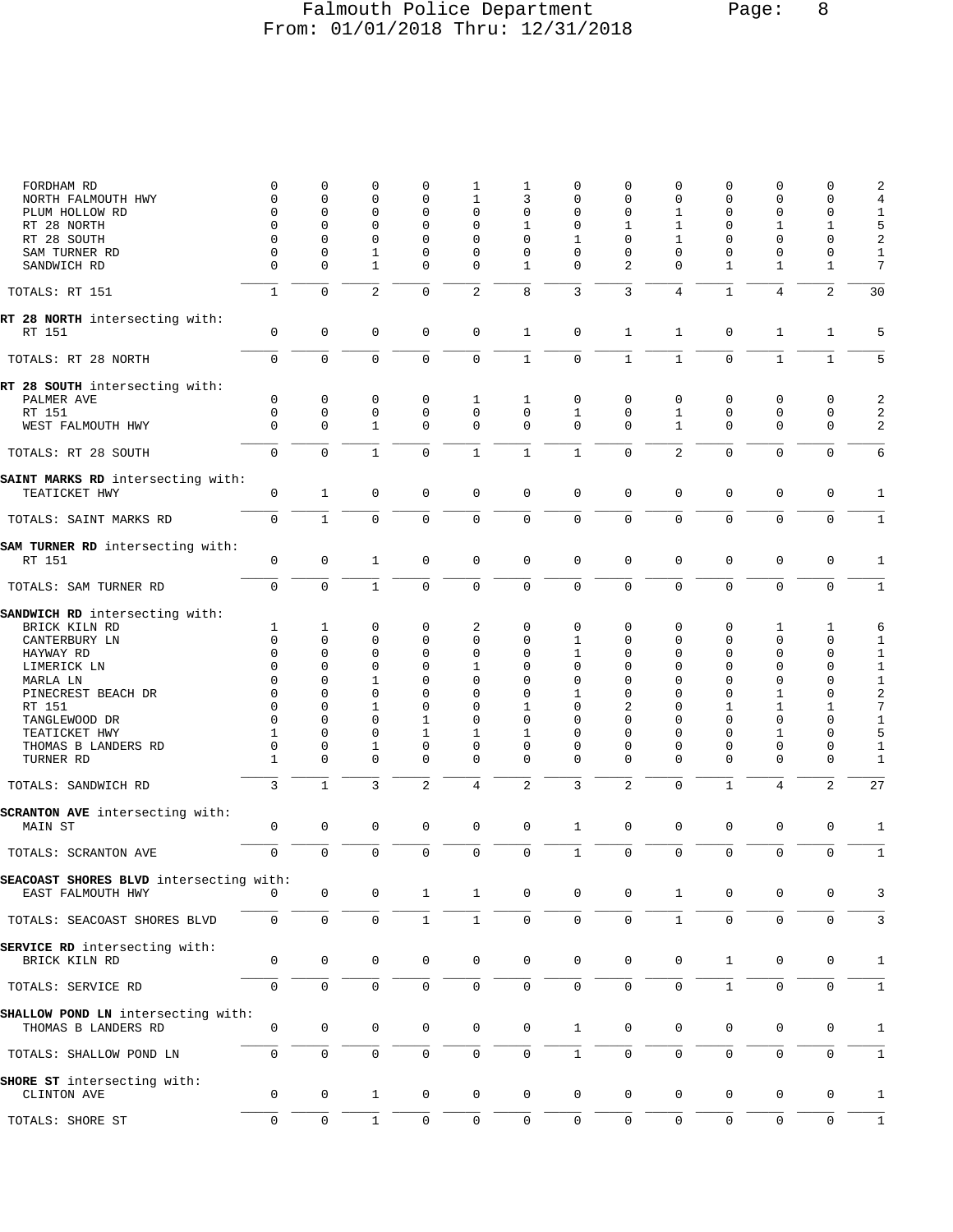| | | | | | | | | | | | | | |
|---|---|---|---|---|---|---|---|---|---|---|---|---|---|
| FORDHAM RD | 0 | 0 | 0 | 0 | 1 | 1 | 0 | 0 | 0 | 0 | 0 | 0 | 2 |
| NORTH FALMOUTH HWY | 0 | 0 | 0 | 0 | 1 | 3 | 0 | 0 | 0 | 0 | 0 | 0 | 4 |
| PLUM HOLLOW RD | 0 | 0 | 0 | 0 | 0 | 0 | 0 | 0 | 1 | 0 | 0 | 0 | 1 |
| RT 28 NORTH | 0 | 0 | 0 | 0 | 0 | 1 | 0 | 1 | 1 | 0 | 1 | 1 | 5 |
| RT 28 SOUTH | 0 | 0 | 0 | 0 | 0 | 0 | 1 | 0 | 1 | 0 | 0 | 0 | 2 |
| SAM TURNER RD | 0 | 0 | 1 | 0 | 0 | 0 | 0 | 0 | 0 | 0 | 0 | 0 | 1 |
| SANDWICH RD | 0 | 0 | 1 | 0 | 0 | 1 | 0 | 2 | 0 | 1 | 1 | 1 | 7 |
| TOTALS: RT 151 | 1 | 0 | 2 | 0 | 2 | 8 | 3 | 3 | 4 | 1 | 4 | 2 | 30 |
| **RT 28 NORTH** intersecting with: | | | | | | | | | | | | | |
| RT 151 | 0 | 0 | 0 | 0 | 0 | 1 | 0 | 1 | 1 | 0 | 1 | 1 | 5 |
| TOTALS: RT 28 NORTH | 0 | 0 | 0 | 0 | 0 | 1 | 0 | 1 | 1 | 0 | 1 | 1 | 5 |
| **RT 28 SOUTH** intersecting with: | | | | | | | | | | | | | |
| PALMER AVE | 0 | 0 | 0 | 0 | 1 | 1 | 0 | 0 | 0 | 0 | 0 | 0 | 2 |
| RT 151 | 0 | 0 | 0 | 0 | 0 | 0 | 1 | 0 | 1 | 0 | 0 | 0 | 2 |
| WEST FALMOUTH HWY | 0 | 0 | 1 | 0 | 0 | 0 | 0 | 0 | 1 | 0 | 0 | 0 | 2 |
| TOTALS: RT 28 SOUTH | 0 | 0 | 1 | 0 | 1 | 1 | 1 | 0 | 2 | 0 | 0 | 0 | 6 |
| **SAINT MARKS RD** intersecting with: | | | | | | | | | | | | | |
| TEATICKET HWY | 0 | 1 | 0 | 0 | 0 | 0 | 0 | 0 | 0 | 0 | 0 | 0 | 1 |
| TOTALS: SAINT MARKS RD | 0 | 1 | 0 | 0 | 0 | 0 | 0 | 0 | 0 | 0 | 0 | 0 | 1 |
| **SAM TURNER RD** intersecting with: | | | | | | | | | | | | | |
| RT 151 | 0 | 0 | 1 | 0 | 0 | 0 | 0 | 0 | 0 | 0 | 0 | 0 | 1 |
| TOTALS: SAM TURNER RD | 0 | 0 | 1 | 0 | 0 | 0 | 0 | 0 | 0 | 0 | 0 | 0 | 1 |
| **SANDWICH RD** intersecting with: | | | | | | | | | | | | | |
| BRICK KILN RD | 1 | 1 | 0 | 0 | 2 | 0 | 0 | 0 | 0 | 0 | 1 | 1 | 6 |
| CANTERBURY LN | 0 | 0 | 0 | 0 | 0 | 0 | 1 | 0 | 0 | 0 | 0 | 0 | 1 |
| HAYWAY RD | 0 | 0 | 0 | 0 | 0 | 0 | 1 | 0 | 0 | 0 | 0 | 0 | 1 |
| LIMERICK LN | 0 | 0 | 0 | 0 | 1 | 0 | 0 | 0 | 0 | 0 | 0 | 0 | 1 |
| MARLA LN | 0 | 0 | 1 | 0 | 0 | 0 | 0 | 0 | 0 | 0 | 0 | 0 | 1 |
| PINECREST BEACH DR | 0 | 0 | 0 | 0 | 0 | 0 | 1 | 0 | 0 | 0 | 1 | 0 | 2 |
| RT 151 | 0 | 0 | 1 | 0 | 0 | 1 | 0 | 2 | 0 | 1 | 1 | 1 | 7 |
| TANGLEWOOD DR | 0 | 0 | 0 | 1 | 0 | 0 | 0 | 0 | 0 | 0 | 0 | 0 | 1 |
| TEATICKET HWY | 1 | 0 | 0 | 1 | 1 | 1 | 0 | 0 | 0 | 0 | 1 | 0 | 5 |
| THOMAS B LANDERS RD | 0 | 0 | 1 | 0 | 0 | 0 | 0 | 0 | 0 | 0 | 0 | 0 | 1 |
| TURNER RD | 1 | 0 | 0 | 0 | 0 | 0 | 0 | 0 | 0 | 0 | 0 | 0 | 1 |
| TOTALS: SANDWICH RD | 3 | 1 | 3 | 2 | 4 | 2 | 3 | 2 | 0 | 1 | 4 | 2 | 27 |
| **SCRANTON AVE** intersecting with: | | | | | | | | | | | | | |
| MAIN ST | 0 | 0 | 0 | 0 | 0 | 0 | 1 | 0 | 0 | 0 | 0 | 0 | 1 |
| TOTALS: SCRANTON AVE | 0 | 0 | 0 | 0 | 0 | 0 | 1 | 0 | 0 | 0 | 0 | 0 | 1 |
| **SEACOAST SHORES BLVD** intersecting with: | | | | | | | | | | | | | |
| EAST FALMOUTH HWY | 0 | 0 | 0 | 1 | 1 | 0 | 0 | 0 | 1 | 0 | 0 | 0 | 3 |
| TOTALS: SEACOAST SHORES BLVD | 0 | 0 | 0 | 1 | 1 | 0 | 0 | 0 | 1 | 0 | 0 | 0 | 3 |
| **SERVICE RD** intersecting with: | | | | | | | | | | | | | |
| BRICK KILN RD | 0 | 0 | 0 | 0 | 0 | 0 | 0 | 0 | 0 | 1 | 0 | 0 | 1 |
| TOTALS: SERVICE RD | 0 | 0 | 0 | 0 | 0 | 0 | 0 | 0 | 0 | 1 | 0 | 0 | 1 |
| **SHALLOW POND LN** intersecting with: | | | | | | | | | | | | | |
| THOMAS B LANDERS RD | 0 | 0 | 0 | 0 | 0 | 0 | 1 | 0 | 0 | 0 | 0 | 0 | 1 |
| TOTALS: SHALLOW POND LN | 0 | 0 | 0 | 0 | 0 | 0 | 1 | 0 | 0 | 0 | 0 | 0 | 1 |
| **SHORE ST** intersecting with: | | | | | | | | | | | | | |
| CLINTON AVE | 0 | 0 | 1 | 0 | 0 | 0 | 0 | 0 | 0 | 0 | 0 | 0 | 1 |
| TOTALS: SHORE ST | 0 | 0 | 1 | 0 | 0 | 0 | 0 | 0 | 0 | 0 | 0 | 0 | 1 |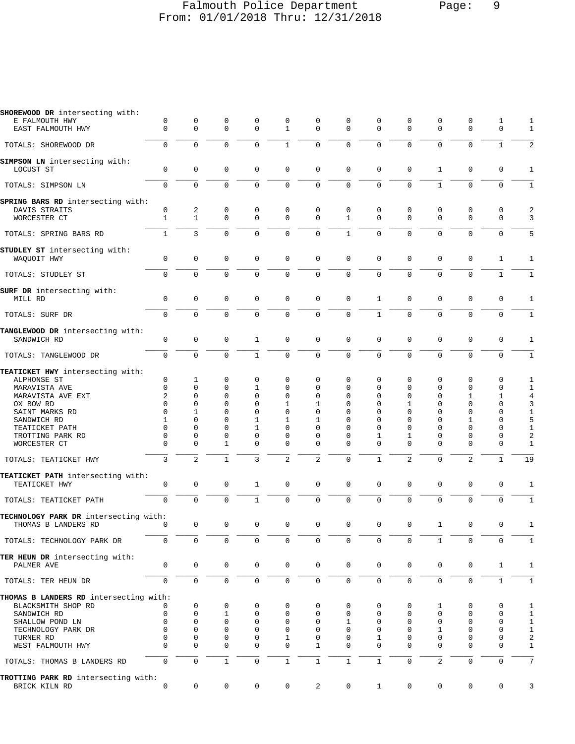| Street / Intersecting Street | | | | | | | | | | | | | Total |
|---|---|---|---|---|---|---|---|---|---|---|---|---|---|
| **SHOREWOOD DR** intersecting with: | | | | | | | | | | | | | |
| E FALMOUTH HWY | 0 | 0 | 0 | 0 | 0 | 0 | 0 | 0 | 0 | 0 | 0 | 1 | 1 |
| EAST FALMOUTH HWY | 0 | 0 | 0 | 0 | 1 | 0 | 0 | 0 | 0 | 0 | 0 | 0 | 1 |
| TOTALS: SHOREWOOD DR | 0 | 0 | 0 | 0 | 1 | 0 | 0 | 0 | 0 | 0 | 0 | 1 | 2 |
| **SIMPSON LN** intersecting with: | | | | | | | | | | | | | |
| LOCUST ST | 0 | 0 | 0 | 0 | 0 | 0 | 0 | 0 | 0 | 1 | 0 | 0 | 1 |
| TOTALS: SIMPSON LN | 0 | 0 | 0 | 0 | 0 | 0 | 0 | 0 | 0 | 1 | 0 | 0 | 1 |
| **SPRING BARS RD** intersecting with: | | | | | | | | | | | | | |
| DAVIS STRAITS | 0 | 2 | 0 | 0 | 0 | 0 | 0 | 0 | 0 | 0 | 0 | 0 | 2 |
| WORCESTER CT | 1 | 1 | 0 | 0 | 0 | 0 | 1 | 0 | 0 | 0 | 0 | 0 | 3 |
| TOTALS: SPRING BARS RD | 1 | 3 | 0 | 0 | 0 | 0 | 1 | 0 | 0 | 0 | 0 | 0 | 5 |
| **STUDLEY ST** intersecting with: | | | | | | | | | | | | | |
| WAQUOIT HWY | 0 | 0 | 0 | 0 | 0 | 0 | 0 | 0 | 0 | 0 | 0 | 1 | 1 |
| TOTALS: STUDLEY ST | 0 | 0 | 0 | 0 | 0 | 0 | 0 | 0 | 0 | 0 | 0 | 1 | 1 |
| **SURF DR** intersecting with: | | | | | | | | | | | | | |
| MILL RD | 0 | 0 | 0 | 0 | 0 | 0 | 0 | 1 | 0 | 0 | 0 | 0 | 1 |
| TOTALS: SURF DR | 0 | 0 | 0 | 0 | 0 | 0 | 0 | 1 | 0 | 0 | 0 | 0 | 1 |
| **TANGLEWOOD DR** intersecting with: | | | | | | | | | | | | | |
| SANDWICH RD | 0 | 0 | 0 | 1 | 0 | 0 | 0 | 0 | 0 | 0 | 0 | 0 | 1 |
| TOTALS: TANGLEWOOD DR | 0 | 0 | 0 | 1 | 0 | 0 | 0 | 0 | 0 | 0 | 0 | 0 | 1 |
| **TEATICKET HWY** intersecting with: | | | | | | | | | | | | | |
| ALPHONSE ST | 0 | 1 | 0 | 0 | 0 | 0 | 0 | 0 | 0 | 0 | 0 | 0 | 1 |
| MARAVISTA AVE | 0 | 0 | 0 | 1 | 0 | 0 | 0 | 0 | 0 | 0 | 0 | 0 | 1 |
| MARAVISTA AVE EXT | 2 | 0 | 0 | 0 | 0 | 0 | 0 | 0 | 0 | 0 | 1 | 1 | 4 |
| OX BOW RD | 0 | 0 | 0 | 0 | 1 | 1 | 0 | 0 | 1 | 0 | 0 | 0 | 3 |
| SAINT MARKS RD | 0 | 1 | 0 | 0 | 0 | 0 | 0 | 0 | 0 | 0 | 0 | 0 | 1 |
| SANDWICH RD | 1 | 0 | 0 | 1 | 1 | 1 | 0 | 0 | 0 | 0 | 1 | 0 | 5 |
| TEATICKET PATH | 0 | 0 | 0 | 1 | 0 | 0 | 0 | 0 | 0 | 0 | 0 | 0 | 1 |
| TROTTING PARK RD | 0 | 0 | 0 | 0 | 0 | 0 | 0 | 1 | 1 | 0 | 0 | 0 | 2 |
| WORCESTER CT | 0 | 0 | 1 | 0 | 0 | 0 | 0 | 0 | 0 | 0 | 0 | 0 | 1 |
| TOTALS: TEATICKET HWY | 3 | 2 | 1 | 3 | 2 | 2 | 0 | 1 | 2 | 0 | 2 | 1 | 19 |
| **TEATICKET PATH** intersecting with: | | | | | | | | | | | | | |
| TEATICKET HWY | 0 | 0 | 0 | 1 | 0 | 0 | 0 | 0 | 0 | 0 | 0 | 0 | 1 |
| TOTALS: TEATICKET PATH | 0 | 0 | 0 | 1 | 0 | 0 | 0 | 0 | 0 | 0 | 0 | 0 | 1 |
| **TECHNOLOGY PARK DR** intersecting with: | | | | | | | | | | | | | |
| THOMAS B LANDERS RD | 0 | 0 | 0 | 0 | 0 | 0 | 0 | 0 | 0 | 1 | 0 | 0 | 1 |
| TOTALS: TECHNOLOGY PARK DR | 0 | 0 | 0 | 0 | 0 | 0 | 0 | 0 | 0 | 1 | 0 | 0 | 1 |
| **TER HEUN DR** intersecting with: | | | | | | | | | | | | | |
| PALMER AVE | 0 | 0 | 0 | 0 | 0 | 0 | 0 | 0 | 0 | 0 | 0 | 1 | 1 |
| TOTALS: TER HEUN DR | 0 | 0 | 0 | 0 | 0 | 0 | 0 | 0 | 0 | 0 | 0 | 1 | 1 |
| **THOMAS B LANDERS RD** intersecting with: | | | | | | | | | | | | | |
| BLACKSMITH SHOP RD | 0 | 0 | 0 | 0 | 0 | 0 | 0 | 0 | 0 | 1 | 0 | 0 | 1 |
| SANDWICH RD | 0 | 0 | 1 | 0 | 0 | 0 | 0 | 0 | 0 | 0 | 0 | 0 | 1 |
| SHALLOW POND LN | 0 | 0 | 0 | 0 | 0 | 0 | 1 | 0 | 0 | 0 | 0 | 0 | 1 |
| TECHNOLOGY PARK DR | 0 | 0 | 0 | 0 | 0 | 0 | 0 | 0 | 0 | 1 | 0 | 0 | 1 |
| TURNER RD | 0 | 0 | 0 | 0 | 1 | 0 | 0 | 1 | 0 | 0 | 0 | 0 | 2 |
| WEST FALMOUTH HWY | 0 | 0 | 0 | 0 | 0 | 1 | 0 | 0 | 0 | 0 | 0 | 0 | 1 |
| TOTALS: THOMAS B LANDERS RD | 0 | 0 | 1 | 0 | 1 | 1 | 1 | 1 | 0 | 2 | 0 | 0 | 7 |
| **TROTTING PARK RD** intersecting with: | | | | | | | | | | | | | |
| BRICK KILN RD | 0 | 0 | 0 | 0 | 0 | 2 | 0 | 1 | 0 | 0 | 0 | 0 | 3 |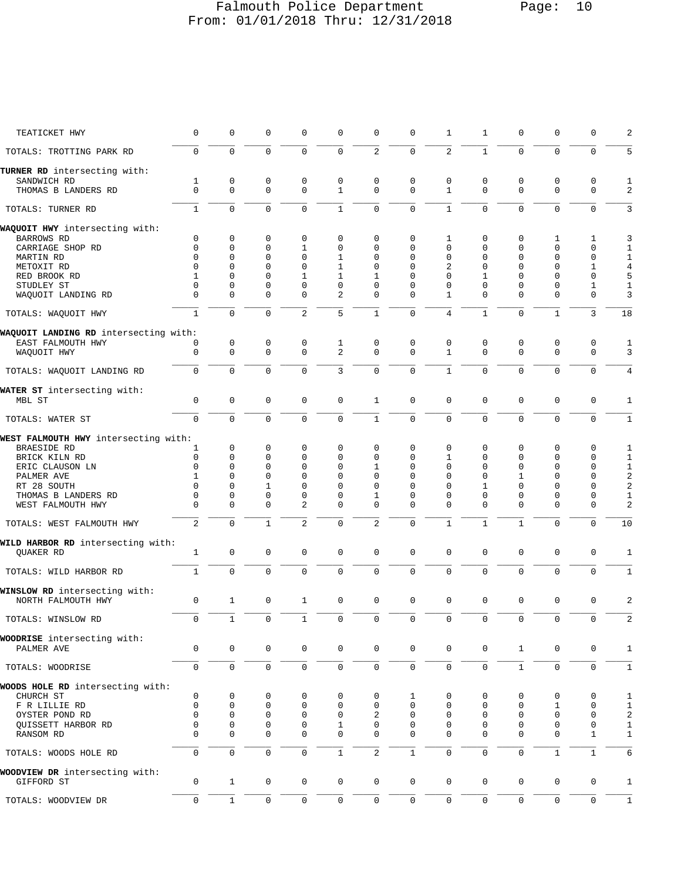| | | | | | | | | | | | | | |
|---|---|---|---|---|---|---|---|---|---|---|---|---|---|
| TEATICKET HWY | 0 | 0 | 0 | 0 | 0 | 0 | 0 | 1 | 1 | 0 | 0 | 0 | 2 |
| TOTALS: TROTTING PARK RD | 0 | 0 | 0 | 0 | 0 | 2 | 0 | 2 | 1 | 0 | 0 | 0 | 5 |
| **TURNER RD** intersecting with: | | | | | | | | | | | | | |
| SANDWICH RD | 1 | 0 | 0 | 0 | 0 | 0 | 0 | 0 | 0 | 0 | 0 | 0 | 1 |
| THOMAS B LANDERS RD | 0 | 0 | 0 | 0 | 1 | 0 | 0 | 1 | 0 | 0 | 0 | 0 | 2 |
| TOTALS: TURNER RD | 1 | 0 | 0 | 0 | 1 | 0 | 0 | 1 | 0 | 0 | 0 | 0 | 3 |
| **WAQUOIT HWY** intersecting with: | | | | | | | | | | | | | |
| BARROWS RD | 0 | 0 | 0 | 0 | 0 | 0 | 0 | 1 | 0 | 0 | 1 | 1 | 3 |
| CARRIAGE SHOP RD | 0 | 0 | 0 | 1 | 0 | 0 | 0 | 0 | 0 | 0 | 0 | 0 | 1 |
| MARTIN RD | 0 | 0 | 0 | 0 | 1 | 0 | 0 | 0 | 0 | 0 | 0 | 0 | 1 |
| METOXIT RD | 0 | 0 | 0 | 0 | 1 | 0 | 0 | 2 | 0 | 0 | 0 | 1 | 4 |
| RED BROOK RD | 1 | 0 | 0 | 1 | 1 | 1 | 0 | 0 | 1 | 0 | 0 | 0 | 5 |
| STUDLEY ST | 0 | 0 | 0 | 0 | 0 | 0 | 0 | 0 | 0 | 0 | 0 | 1 | 1 |
| WAQUOIT LANDING RD | 0 | 0 | 0 | 0 | 2 | 0 | 0 | 1 | 0 | 0 | 0 | 0 | 3 |
| TOTALS: WAQUOIT HWY | 1 | 0 | 0 | 2 | 5 | 1 | 0 | 4 | 1 | 0 | 1 | 3 | 18 |
| **WAQUOIT LANDING RD** intersecting with: | | | | | | | | | | | | | |
| EAST FALMOUTH HWY | 0 | 0 | 0 | 0 | 1 | 0 | 0 | 0 | 0 | 0 | 0 | 0 | 1 |
| WAQUOIT HWY | 0 | 0 | 0 | 0 | 2 | 0 | 0 | 1 | 0 | 0 | 0 | 0 | 3 |
| TOTALS: WAQUOIT LANDING RD | 0 | 0 | 0 | 0 | 3 | 0 | 0 | 1 | 0 | 0 | 0 | 0 | 4 |
| **WATER ST** intersecting with: | | | | | | | | | | | | | |
| MBL ST | 0 | 0 | 0 | 0 | 0 | 1 | 0 | 0 | 0 | 0 | 0 | 0 | 1 |
| TOTALS: WATER ST | 0 | 0 | 0 | 0 | 0 | 1 | 0 | 0 | 0 | 0 | 0 | 0 | 1 |
| **WEST FALMOUTH HWY** intersecting with: | | | | | | | | | | | | | |
| BRAESIDE RD | 1 | 0 | 0 | 0 | 0 | 0 | 0 | 0 | 0 | 0 | 0 | 0 | 1 |
| BRICK KILN RD | 0 | 0 | 0 | 0 | 0 | 0 | 0 | 1 | 0 | 0 | 0 | 0 | 1 |
| ERIC CLAUSON LN | 0 | 0 | 0 | 0 | 0 | 1 | 0 | 0 | 0 | 0 | 0 | 0 | 1 |
| PALMER AVE | 1 | 0 | 0 | 0 | 0 | 0 | 0 | 0 | 0 | 1 | 0 | 0 | 2 |
| RT 28 SOUTH | 0 | 0 | 1 | 0 | 0 | 0 | 0 | 0 | 1 | 0 | 0 | 0 | 2 |
| THOMAS B LANDERS RD | 0 | 0 | 0 | 0 | 0 | 1 | 0 | 0 | 0 | 0 | 0 | 0 | 1 |
| WEST FALMOUTH HWY | 0 | 0 | 0 | 2 | 0 | 0 | 0 | 0 | 0 | 0 | 0 | 0 | 2 |
| TOTALS: WEST FALMOUTH HWY | 2 | 0 | 1 | 2 | 0 | 2 | 0 | 1 | 1 | 1 | 0 | 0 | 10 |
| **WILD HARBOR RD** intersecting with: | | | | | | | | | | | | | |
| QUAKER RD | 1 | 0 | 0 | 0 | 0 | 0 | 0 | 0 | 0 | 0 | 0 | 0 | 1 |
| TOTALS: WILD HARBOR RD | 1 | 0 | 0 | 0 | 0 | 0 | 0 | 0 | 0 | 0 | 0 | 0 | 1 |
| **WINSLOW RD** intersecting with: | | | | | | | | | | | | | |
| NORTH FALMOUTH HWY | 0 | 1 | 0 | 1 | 0 | 0 | 0 | 0 | 0 | 0 | 0 | 0 | 2 |
| TOTALS: WINSLOW RD | 0 | 1 | 0 | 1 | 0 | 0 | 0 | 0 | 0 | 0 | 0 | 0 | 2 |
| **WOODRISE** intersecting with: | | | | | | | | | | | | | |
| PALMER AVE | 0 | 0 | 0 | 0 | 0 | 0 | 0 | 0 | 0 | 1 | 0 | 0 | 1 |
| TOTALS: WOODRISE | 0 | 0 | 0 | 0 | 0 | 0 | 0 | 0 | 0 | 1 | 0 | 0 | 1 |
| **WOODS HOLE RD** intersecting with: | | | | | | | | | | | | | |
| CHURCH ST | 0 | 0 | 0 | 0 | 0 | 0 | 1 | 0 | 0 | 0 | 0 | 0 | 1 |
| F R LILLIE RD | 0 | 0 | 0 | 0 | 0 | 0 | 0 | 0 | 0 | 0 | 1 | 0 | 1 |
| OYSTER POND RD | 0 | 0 | 0 | 0 | 0 | 2 | 0 | 0 | 0 | 0 | 0 | 0 | 2 |
| QUISSETT HARBOR RD | 0 | 0 | 0 | 0 | 1 | 0 | 0 | 0 | 0 | 0 | 0 | 0 | 1 |
| RANSOM RD | 0 | 0 | 0 | 0 | 0 | 0 | 0 | 0 | 0 | 0 | 0 | 1 | 1 |
| TOTALS: WOODS HOLE RD | 0 | 0 | 0 | 0 | 1 | 2 | 1 | 0 | 0 | 0 | 1 | 1 | 6 |
| **WOODVIEW DR** intersecting with: | | | | | | | | | | | | | |
| GIFFORD ST | 0 | 1 | 0 | 0 | 0 | 0 | 0 | 0 | 0 | 0 | 0 | 0 | 1 |
| TOTALS: WOODVIEW DR | 0 | 1 | 0 | 0 | 0 | 0 | 0 | 0 | 0 | 0 | 0 | 0 | 1 |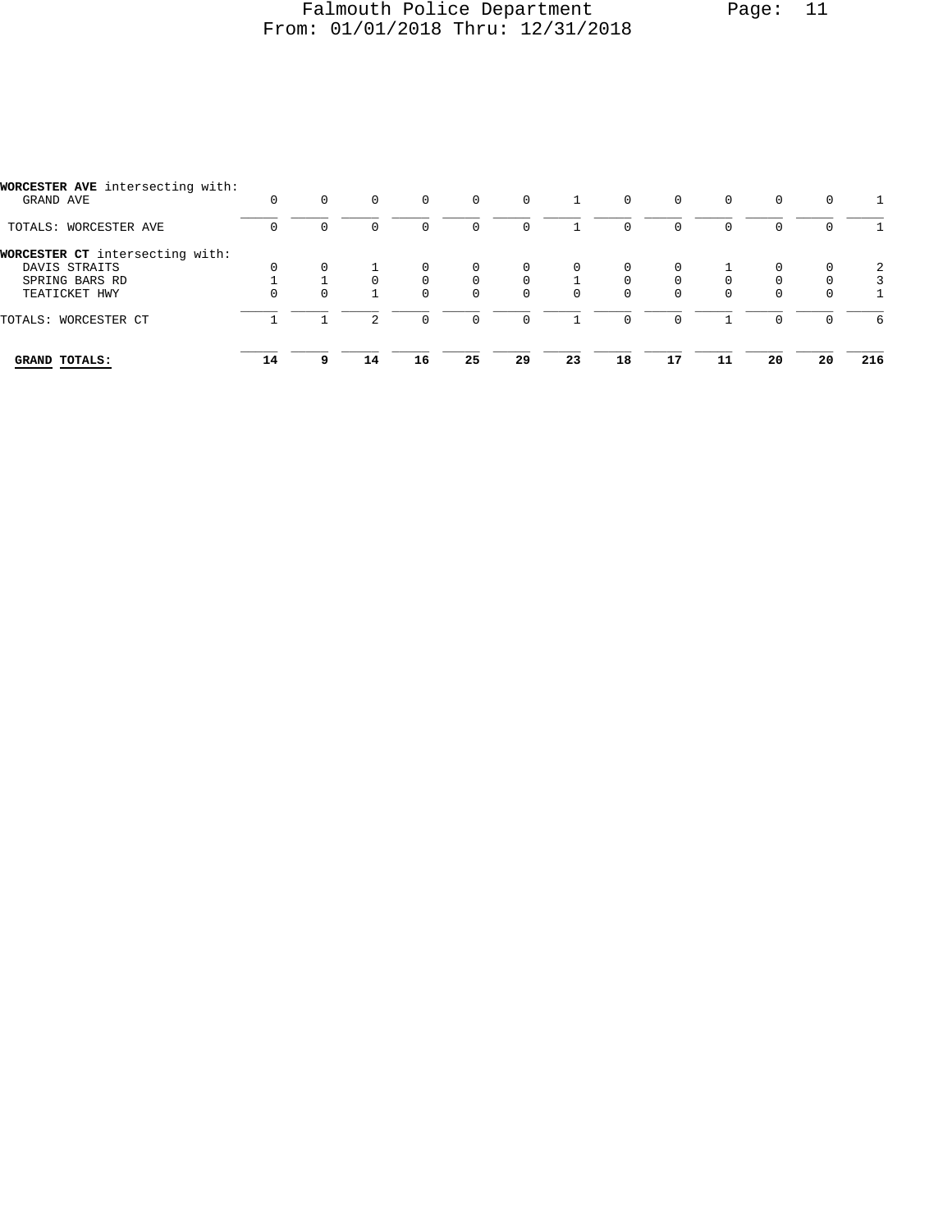| | | | | | | | | | | | | | |
|---|---|---|---|---|---|---|---|---|---|---|---|---|---|
| **WORCESTER AVE** intersecting with: | | | | | | | | | | | | | |
| GRAND AVE | 0 | 0 | 0 | 0 | 0 | 0 | 1 | 0 | 0 | 0 | 0 | 0 | 1 |
| TOTALS: WORCESTER AVE | 0 | 0 | 0 | 0 | 0 | 0 | 1 | 0 | 0 | 0 | 0 | 0 | 1 |
| **WORCESTER CT** intersecting with: | | | | | | | | | | | | | |
| DAVIS STRAITS | 0 | 0 | 1 | 0 | 0 | 0 | 0 | 0 | 0 | 1 | 0 | 0 | 2 |
| SPRING BARS RD | 1 | 1 | 0 | 0 | 0 | 0 | 1 | 0 | 0 | 0 | 0 | 0 | 3 |
| TEATICKET HWY | 0 | 0 | 1 | 0 | 0 | 0 | 0 | 0 | 0 | 0 | 0 | 0 | 1 |
| TOTALS: WORCESTER CT | 1 | 1 | 2 | 0 | 0 | 0 | 1 | 0 | 0 | 1 | 0 | 0 | 6 |
| **GRAND TOTALS:** | **14** | **9** | **14** | **16** | **25** | **29** | **23** | **18** | **17** | **11** | **20** | **20** | **216** |